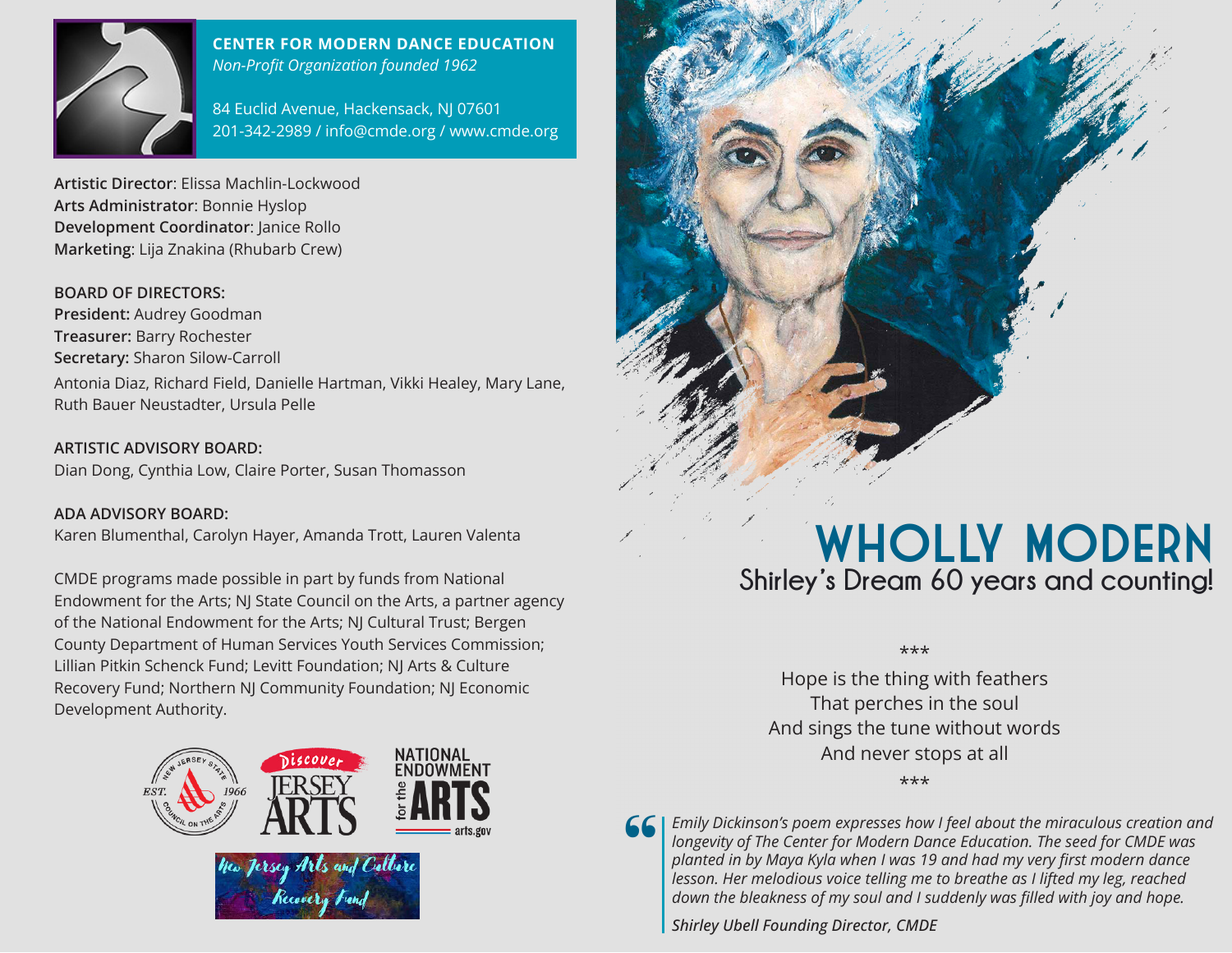**CENTER FOR MODERN DANCE EDUCATION**
*Non-Profit Organization founded 1962*

84 Euclid Avenue, Hackensack, NJ 07601
201-342-2989 / info@cmde.org / www.cmde.org

**Artistic Director**: Elissa Machlin-Lockwood
**Arts Administrator**: Bonnie Hyslop
**Development Coordinator**: Janice Rollo
**Marketing**: Lija Znakina (Rhubarb Crew)

**BOARD OF DIRECTORS:**
**President:** Audrey Goodman
**Treasurer:** Barry Rochester
**Secretary:** Sharon Silow-Carroll
Antonia Diaz, Richard Field, Danielle Hartman, Vikki Healey, Mary Lane, Ruth Bauer Neustadter, Ursula Pelle

**ARTISTIC ADVISORY BOARD:**
Dian Dong, Cynthia Low, Claire Porter, Susan Thomasson

**ADA ADVISORY BOARD:**
Karen Blumenthal, Carolyn Hayer, Amanda Trott, Lauren Valenta

CMDE programs made possible in part by funds from National Endowment for the Arts; NJ State Council on the Arts, a partner agency of the National Endowment for the Arts; NJ Cultural Trust; Bergen County Department of Human Services Youth Services Commission; Lillian Pitkin Schenck Fund; Levitt Foundation; NJ Arts & Culture Recovery Fund; Northern NJ Community Foundation; NJ Economic Development Authority.

# WHOLLY MODERN

## Shirley's Dream 60 years and counting!

***

Hope is the thing with feathers
That perches in the soul
And sings the tune without words
And never stops at all

***

> *Emily Dickinson's poem expresses how I feel about the miraculous creation and longevity of The Center for Modern Dance Education. The seed for CMDE was planted in by Maya Kyla when I was 19 and had my very first modern dance lesson. Her melodious voice telling me to breathe as I lifted my leg, reached down the bleakness of my soul and I suddenly was filled with joy and hope.*
>
> *Shirley Ubell Founding Director, CMDE*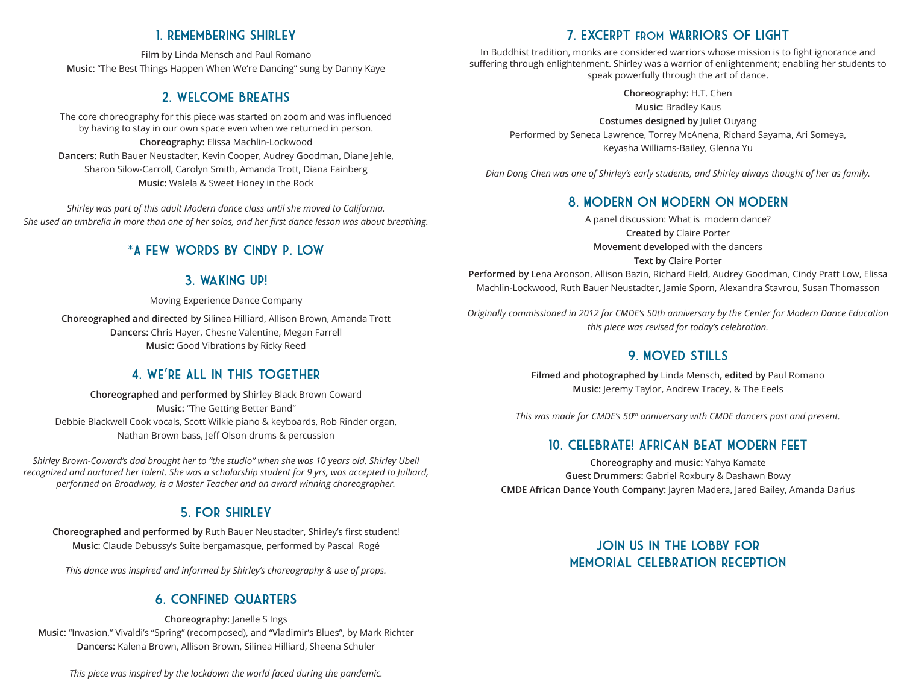## 1. REMEMBERING SHIRLEY

**Film by** Linda Mensch and Paul Romano
**Music:** "The Best Things Happen When We're Dancing" sung by Danny Kaye

## 2. WELCOME BREATHS

The core choreography for this piece was started on zoom and was influenced by having to stay in our own space even when we returned in person.
**Choreography:** Elissa Machlin-Lockwood
**Dancers:** Ruth Bauer Neustadter, Kevin Cooper, Audrey Goodman, Diane Jehle, Sharon Silow-Carroll, Carolyn Smith, Amanda Trott, Diana Fainberg
**Music:** Walela & Sweet Honey in the Rock

*Shirley was part of this adult Modern dance class until she moved to California.*
*She used an umbrella in more than one of her solos, and her first dance lesson was about breathing.*

## *A FEW WORDS BY CINDY P. LOW

## 3. WAKING UP!

Moving Experience Dance Company

**Choreographed and directed by** Silinea Hilliard, Allison Brown, Amanda Trott
**Dancers:** Chris Hayer, Chesne Valentine, Megan Farrell
**Music:** Good Vibrations by Ricky Reed

## 4. WE'RE ALL IN THIS TOGETHER

**Choreographed and performed by** Shirley Black Brown Coward
**Music:** "The Getting Better Band"
Debbie Blackwell Cook vocals, Scott Wilkie piano & keyboards, Rob Rinder organ, Nathan Brown bass, Jeff Olson drums & percussion

*Shirley Brown-Coward's dad brought her to "the studio" when she was 10 years old. Shirley Ubell recognized and nurtured her talent. She was a scholarship student for 9 yrs, was accepted to Julliard, performed on Broadway, is a Master Teacher and an award winning choreographer.*

## 5. FOR SHIRLEY

**Choreographed and performed by** Ruth Bauer Neustadter, Shirley's first student!
**Music:** Claude Debussy's Suite bergamasque, performed by Pascal Rogé

*This dance was inspired and informed by Shirley's choreography & use of props.*

## 6. CONFINED QUARTERS

**Choreography:** Janelle S Ings
**Music:** "Invasion," Vivaldi's "Spring" (recomposed), and "Vladimir's Blues", by Mark Richter
**Dancers:** Kalena Brown, Allison Brown, Silinea Hilliard, Sheena Schuler

*This piece was inspired by the lockdown the world faced during the pandemic.*

## 7. EXCERPT FROM WARRIORS OF LIGHT

In Buddhist tradition, monks are considered warriors whose mission is to fight ignorance and suffering through enlightenment. Shirley was a warrior of enlightenment; enabling her students to speak powerfully through the art of dance.

**Choreography:** H.T. Chen
**Music:** Bradley Kaus
**Costumes designed by** Juliet Ouyang
Performed by Seneca Lawrence, Torrey McAnena, Richard Sayama, Ari Someya, Keyasha Williams-Bailey, Glenna Yu

*Dian Dong Chen was one of Shirley's early students, and Shirley always thought of her as family.*

## 8. MODERN ON MODERN ON MODERN

A panel discussion: What is modern dance?
**Created by** Claire Porter
**Movement developed** with the dancers
**Text by** Claire Porter
**Performed by** Lena Aronson, Allison Bazin, Richard Field, Audrey Goodman, Cindy Pratt Low, Elissa Machlin-Lockwood, Ruth Bauer Neustadter, Jamie Sporn, Alexandra Stavrou, Susan Thomasson

*Originally commissioned in 2012 for CMDE's 50th anniversary by the Center for Modern Dance Education this piece was revised for today's celebration.*

## 9. MOVED STILLS

**Filmed and photographed by** Linda Mensch, **edited by** Paul Romano
**Music:** Jeremy Taylor, Andrew Tracey, & The Eeels

*This was made for CMDE's 50th anniversary with CMDE dancers past and present.*

## 10. CELEBRATE! AFRICAN BEAT MODERN FEET

**Choreography and music:** Yahya Kamate
**Guest Drummers:** Gabriel Roxbury & Dashawn Bowy
**CMDE African Dance Youth Company:** Jayren Madera, Jared Bailey, Amanda Darius

## JOIN US IN THE LOBBY FOR MEMORIAL CELEBRATION RECEPTION